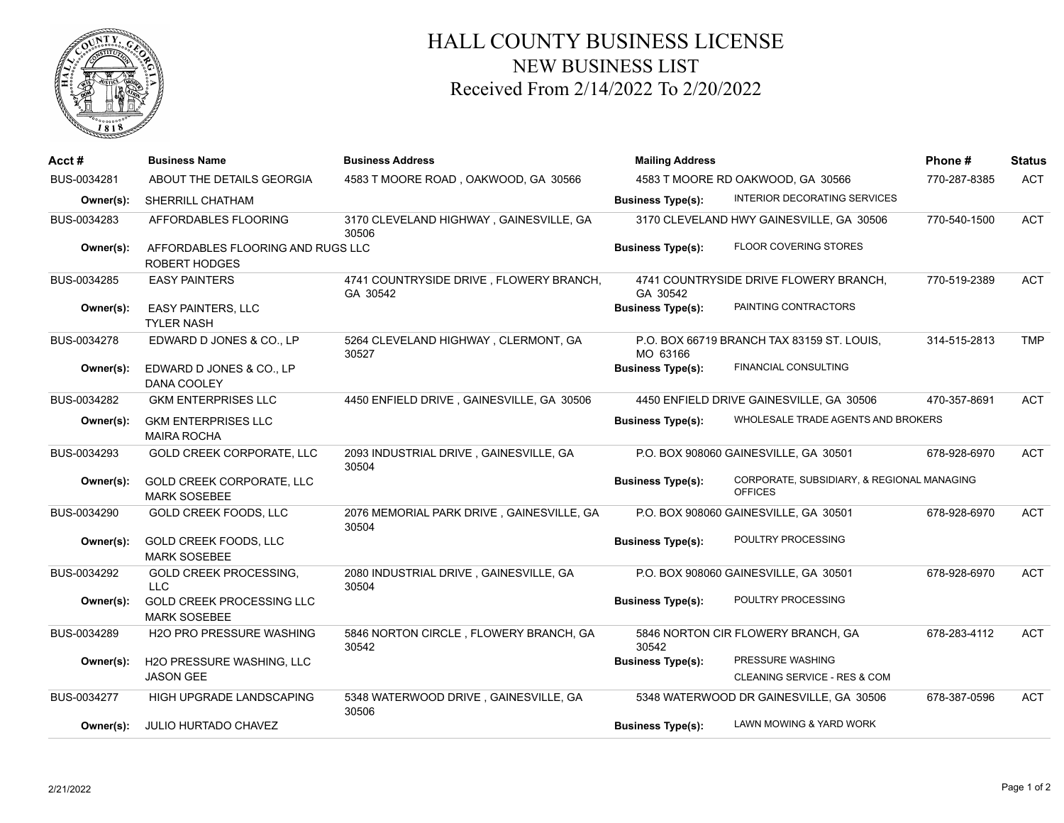# HALL COUNTY BUSINESS LICENSE
## NEW BUSINESS LIST
### Received From 2/14/2022 To 2/20/2022

| Acct # | Business Name | Business Address | Mailing Address | | Phone # | Status |
|---|---|---|---|---|---|---|
| BUS-0034281 | ABOUT THE DETAILS GEORGIA | 4583 T MOORE ROAD , OAKWOOD, GA 30566 | 4583 T MOORE RD OAKWOOD, GA 30566 | | 770-287-8385 | ACT |
| **Owner(s):** | SHERRILL CHATHAM | | **Business Type(s):** | INTERIOR DECORATING SERVICES | | |
| BUS-0034283 | AFFORDABLES FLOORING | 3170 CLEVELAND HIGHWAY , GAINESVILLE, GA 30506 | 3170 CLEVELAND HWY GAINESVILLE, GA 30506 | | 770-540-1500 | ACT |
| **Owner(s):** | AFFORDABLES FLOORING AND RUGS LLC<br>ROBERT HODGES | | **Business Type(s):** | FLOOR COVERING STORES | | |
| BUS-0034285 | EASY PAINTERS | 4741 COUNTRYSIDE DRIVE , FLOWERY BRANCH, GA 30542 | 4741 COUNTRYSIDE DRIVE FLOWERY BRANCH, GA 30542 | | 770-519-2389 | ACT |
| **Owner(s):** | EASY PAINTERS, LLC<br>TYLER NASH | | **Business Type(s):** | PAINTING CONTRACTORS | | |
| BUS-0034278 | EDWARD D JONES & CO., LP | 5264 CLEVELAND HIGHWAY , CLERMONT, GA 30527 | P.O. BOX 66719 BRANCH TAX 83159 ST. LOUIS, MO 63166 | | 314-515-2813 | TMP |
| **Owner(s):** | EDWARD D JONES & CO., LP<br>DANA COOLEY | | **Business Type(s):** | FINANCIAL CONSULTING | | |
| BUS-0034282 | GKM ENTERPRISES LLC | 4450 ENFIELD DRIVE , GAINESVILLE, GA 30506 | 4450 ENFIELD DRIVE GAINESVILLE, GA 30506 | | 470-357-8691 | ACT |
| **Owner(s):** | GKM ENTERPRISES LLC<br>MAIRA ROCHA | | **Business Type(s):** | WHOLESALE TRADE AGENTS AND BROKERS | | |
| BUS-0034293 | GOLD CREEK CORPORATE, LLC | 2093 INDUSTRIAL DRIVE , GAINESVILLE, GA 30504 | P.O. BOX 908060 GAINESVILLE, GA 30501 | | 678-928-6970 | ACT |
| **Owner(s):** | GOLD CREEK CORPORATE, LLC<br>MARK SOSEBEE | | **Business Type(s):** | CORPORATE, SUBSIDIARY, & REGIONAL MANAGING OFFICES | | |
| BUS-0034290 | GOLD CREEK FOODS, LLC | 2076 MEMORIAL PARK DRIVE , GAINESVILLE, GA 30504 | P.O. BOX 908060 GAINESVILLE, GA 30501 | | 678-928-6970 | ACT |
| **Owner(s):** | GOLD CREEK FOODS, LLC<br>MARK SOSEBEE | | **Business Type(s):** | POULTRY PROCESSING | | |
| BUS-0034292 | GOLD CREEK PROCESSING, LLC | 2080 INDUSTRIAL DRIVE , GAINESVILLE, GA 30504 | P.O. BOX 908060 GAINESVILLE, GA 30501 | | 678-928-6970 | ACT |
| **Owner(s):** | GOLD CREEK PROCESSING LLC<br>MARK SOSEBEE | | **Business Type(s):** | POULTRY PROCESSING | | |
| BUS-0034289 | H2O PRO PRESSURE WASHING | 5846 NORTON CIRCLE , FLOWERY BRANCH, GA 30542 | 5846 NORTON CIR FLOWERY BRANCH, GA 30542 | | 678-283-4112 | ACT |
| **Owner(s):** | H2O PRESSURE WASHING, LLC<br>JASON GEE | | **Business Type(s):** | PRESSURE WASHING<br>CLEANING SERVICE - RES & COM | | |
| BUS-0034277 | HIGH UPGRADE LANDSCAPING | 5348 WATERWOOD DRIVE , GAINESVILLE, GA 30506 | 5348 WATERWOOD DR GAINESVILLE, GA 30506 | | 678-387-0596 | ACT |
| **Owner(s):** | JULIO HURTADO CHAVEZ | | **Business Type(s):** | LAWN MOWING & YARD WORK | | |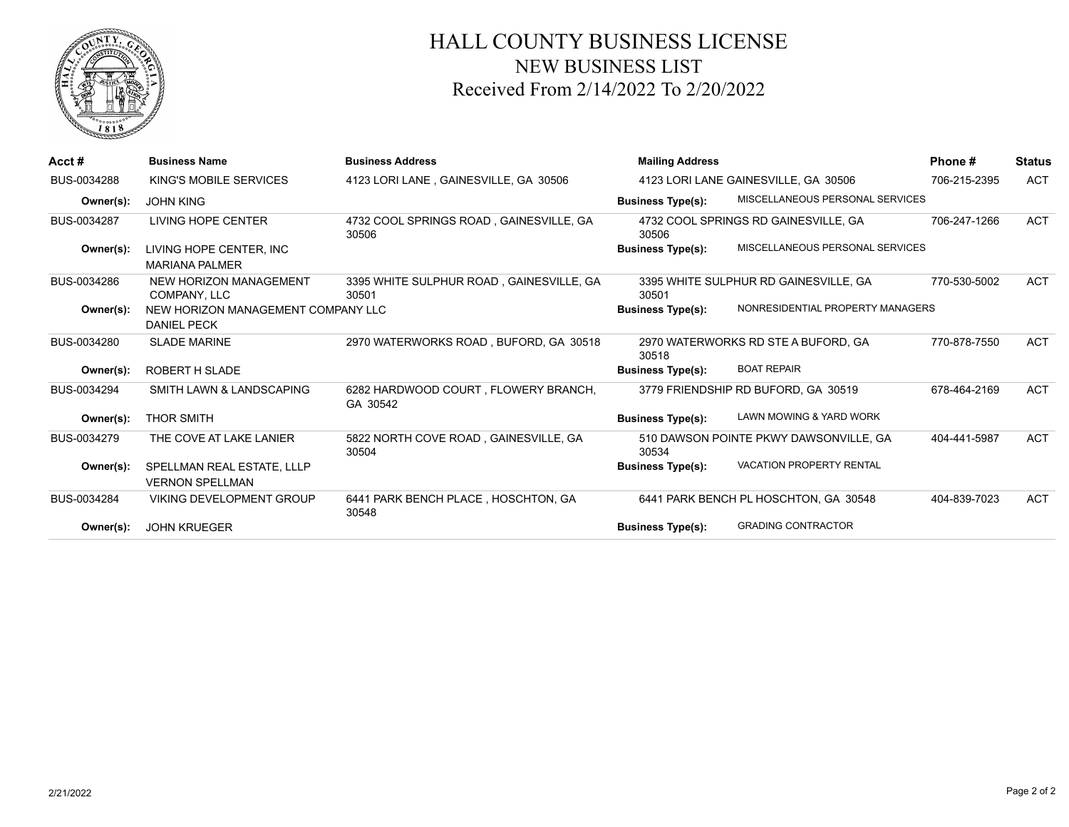# HALL COUNTY BUSINESS LICENSE

## NEW BUSINESS LIST

## Received From 2/14/2022 To 2/20/2022

| Acct # | Business Name | Business Address | Mailing Address | | Phone # | Status |
|---|---|---|---|---|---|---|
| BUS-0034288 | KING'S MOBILE SERVICES | 4123 LORI LANE , GAINESVILLE, GA 30506 | 4123 LORI LANE GAINESVILLE, GA 30506 | | 706-215-2395 | ACT |
| **Owner(s):** | JOHN KING | | **Business Type(s):** | MISCELLANEOUS PERSONAL SERVICES | | |
| BUS-0034287 | LIVING HOPE CENTER | 4732 COOL SPRINGS ROAD , GAINESVILLE, GA 30506 | 4732 COOL SPRINGS RD GAINESVILLE, GA 30506 | | 706-247-1266 | ACT |
| **Owner(s):** | LIVING HOPE CENTER, INC<br>MARIANA PALMER | | **Business Type(s):** | MISCELLANEOUS PERSONAL SERVICES | | |
| BUS-0034286 | NEW HORIZON MANAGEMENT COMPANY, LLC | 3395 WHITE SULPHUR ROAD , GAINESVILLE, GA 30501 | 3395 WHITE SULPHUR RD GAINESVILLE, GA 30501 | | 770-530-5002 | ACT |
| **Owner(s):** | NEW HORIZON MANAGEMENT COMPANY LLC<br>DANIEL PECK | | **Business Type(s):** | NONRESIDENTIAL PROPERTY MANAGERS | | |
| BUS-0034280 | SLADE MARINE | 2970 WATERWORKS ROAD , BUFORD, GA 30518 | 2970 WATERWORKS RD STE A BUFORD, GA 30518 | | 770-878-7550 | ACT |
| **Owner(s):** | ROBERT H SLADE | | **Business Type(s):** | BOAT REPAIR | | |
| BUS-0034294 | SMITH LAWN & LANDSCAPING | 6282 HARDWOOD COURT , FLOWERY BRANCH, GA 30542 | 3779 FRIENDSHIP RD BUFORD, GA 30519 | | 678-464-2169 | ACT |
| **Owner(s):** | THOR SMITH | | **Business Type(s):** | LAWN MOWING & YARD WORK | | |
| BUS-0034279 | THE COVE AT LAKE LANIER | 5822 NORTH COVE ROAD , GAINESVILLE, GA 30504 | 510 DAWSON POINTE PKWY DAWSONVILLE, GA 30534 | | 404-441-5987 | ACT |
| **Owner(s):** | SPELLMAN REAL ESTATE, LLLP<br>VERNON SPELLMAN | | **Business Type(s):** | VACATION PROPERTY RENTAL | | |
| BUS-0034284 | VIKING DEVELOPMENT GROUP | 6441 PARK BENCH PLACE , HOSCHTON, GA 30548 | 6441 PARK BENCH PL HOSCHTON, GA 30548 | | 404-839-7023 | ACT |
| **Owner(s):** | JOHN KRUEGER | | **Business Type(s):** | GRADING CONTRACTOR | | |

2/21/2022